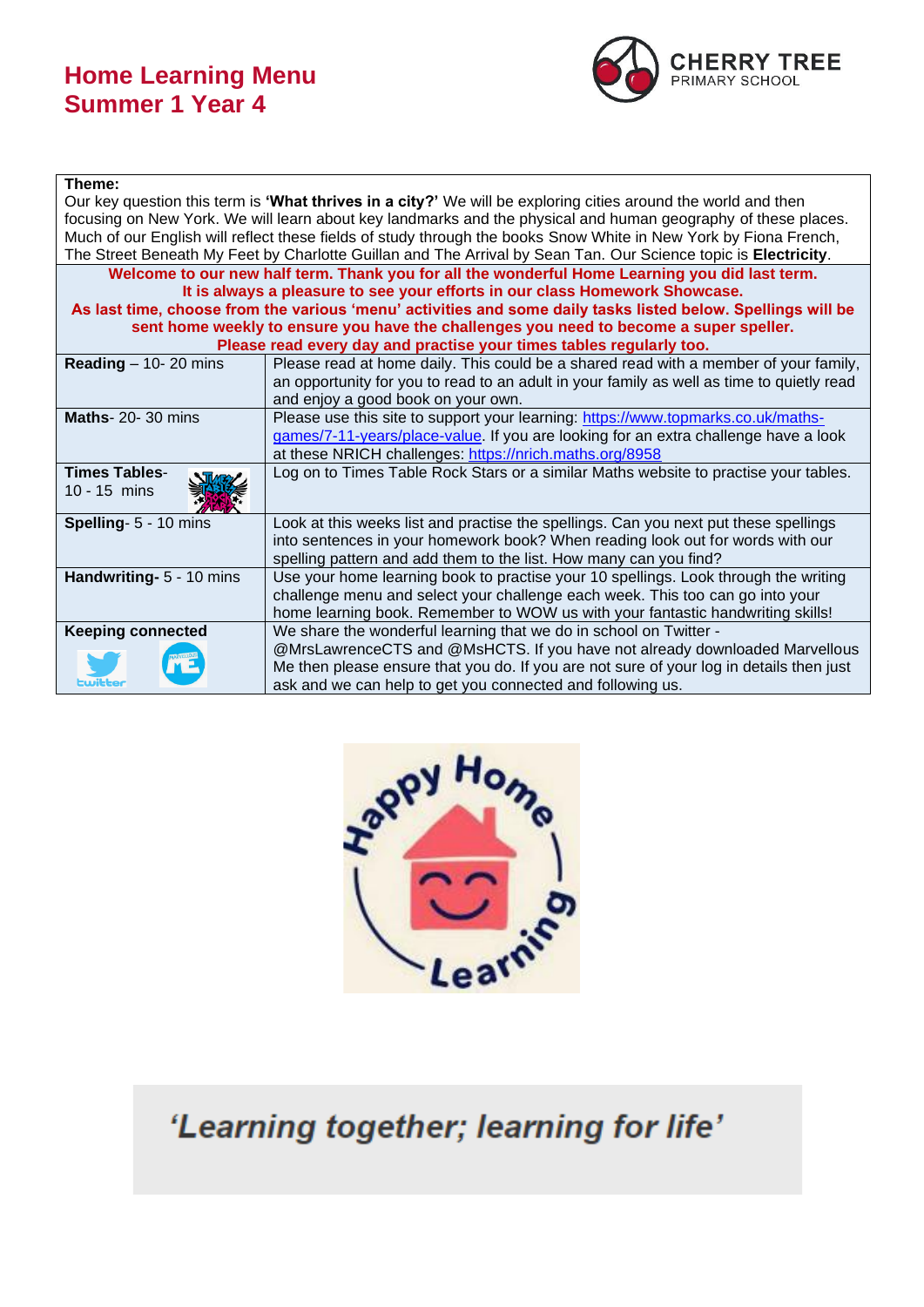# Home Learning Menu
# Summer 1 Year 4

CHERRY TREE
PRIMARY SCHOOL

| **Theme:** Our key question this term is **'What thrives in a city?'** We will be exploring cities around the world and then focusing on New York. We will learn about key landmarks and the physical and human geography of these places. Much of our English will reflect these fields of study through the books Snow White in New York by Fiona French, The Street Beneath My Feet by Charlotte Guillan and The Arrival by Sean Tan. Our Science topic is **Electricity**. | |
|---|---|
| **Welcome to our new half term. Thank you for all the wonderful Home Learning you did last term. It is always a pleasure to see your efforts in our class Homework Showcase. As last time, choose from the various 'menu' activities and some daily tasks listed below. Spellings will be sent home weekly to ensure you have the challenges you need to become a super speller. Please read every day and practise your times tables regularly too.** | |
| **Reading** – 10- 20 mins | Please read at home daily. This could be a shared read with a member of your family, an opportunity for you to read to an adult in your family as well as time to quietly read and enjoy a good book on your own. |
| **Maths**- 20- 30 mins | Please use this site to support your learning: https://www.topmarks.co.uk/maths-games/7-11-years/place-value. If you are looking for an extra challenge have a look at these NRICH challenges: https://nrich.maths.org/8958 |
| **Times Tables**- 10 - 15 mins | Log on to Times Table Rock Stars or a similar Maths website to practise your tables. |
| **Spelling**- 5 - 10 mins | Look at this weeks list and practise the spellings. Can you next put these spellings into sentences in your homework book? When reading look out for words with our spelling pattern and add them to the list. How many can you find? |
| **Handwriting**- 5 - 10 mins | Use your home learning book to practise your 10 spellings. Look through the writing challenge menu and select your challenge each week. This too can go into your home learning book. Remember to WOW us with your fantastic handwriting skills! |
| **Keeping connected** | We share the wonderful learning that we do in school on Twitter - @MrsLawrenceCTS and @MsHCTS. If you have not already downloaded Marvellous Me then please ensure that you do. If you are not sure of your log in details then just ask and we can help to get you connected and following us. |

Happy Home Learning

*'Learning together; learning for life'*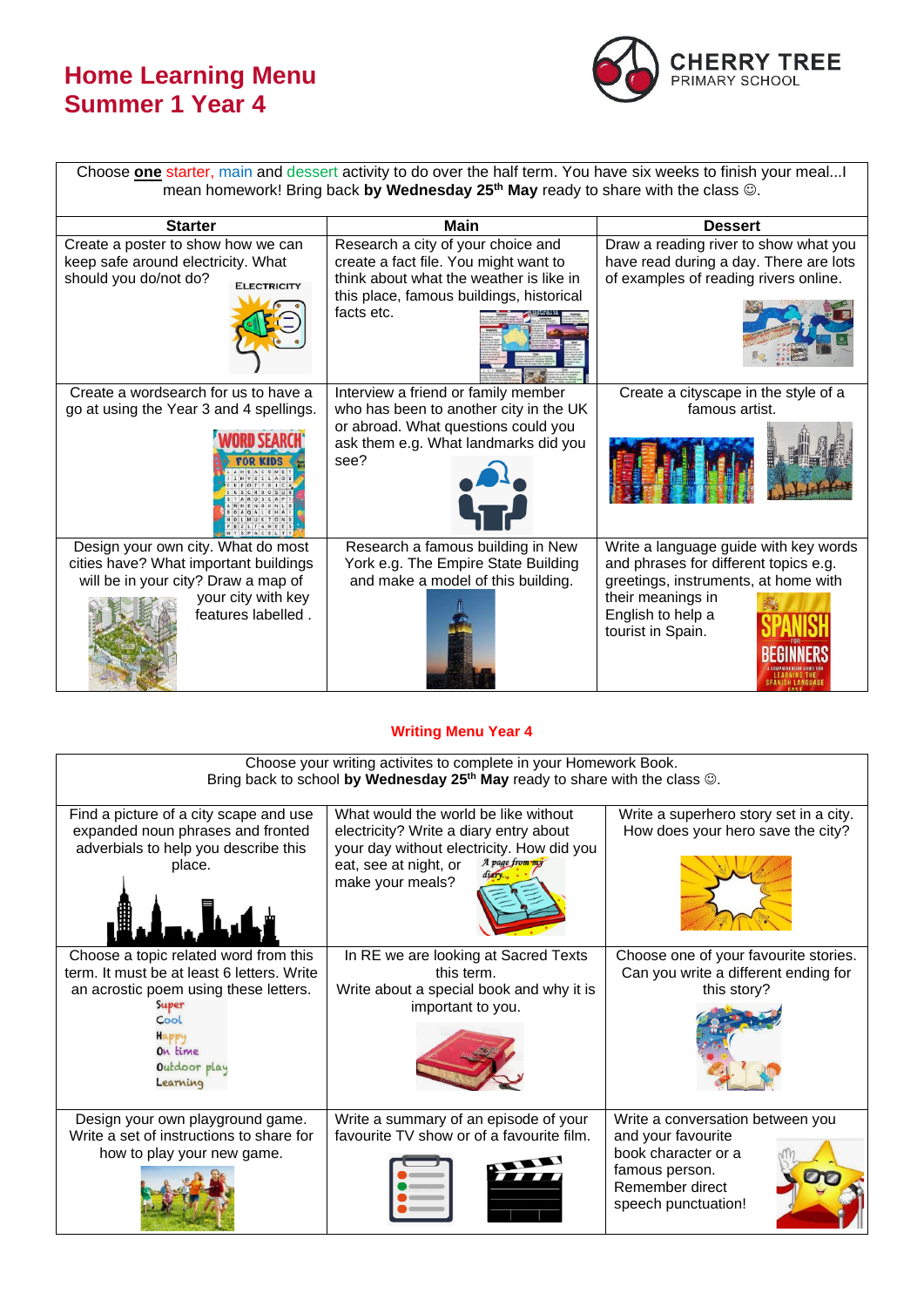# Home Learning Menu
# Summer 1 Year 4

CHERRY TREE PRIMARY SCHOOL

Choose **one** starter, main and dessert activity to do over the half term. You have six weeks to finish your meal...I mean homework! Bring back **by Wednesday 25th May** ready to share with the class ☺.

| Starter | Main | Dessert |
|---|---|---|
| Create a poster to show how we can keep safe around electricity. What should you do/not do? | Research a city of your choice and create a fact file. You might want to think about what the weather is like in this place, famous buildings, historical facts etc. | Draw a reading river to show what you have read during a day. There are lots of examples of reading rivers online. |
| Create a wordsearch for us to have a go at using the Year 3 and 4 spellings. | Interview a friend or family member who has been to another city in the UK or abroad. What questions could you ask them e.g. What landmarks did you see? | Create a cityscape in the style of a famous artist. |
| Design your own city. What do most cities have? What important buildings will be in your city? Draw a map of your city with key features labelled . | Research a famous building in New York e.g. The Empire State Building and make a model of this building. | Write a language guide with key words and phrases for different topics e.g. greetings, instruments, at home with their meanings in English to help a tourist in Spain. |

## Writing Menu Year 4

Choose your writing activites to complete in your Homework Book.
Bring back to school **by Wednesday 25th May** ready to share with the class ☺.

| | | |
|---|---|---|
| Find a picture of a city scape and use expanded noun phrases and fronted adverbials to help you describe this place. | What would the world be like without electricity? Write a diary entry about your day without electricity. How did you eat, see at night, or make your meals? | Write a superhero story set in a city. How does your hero save the city? |
| Choose a topic related word from this term. It must be at least 6 letters. Write an acrostic poem using these letters. Super Cool Happy On time Outdoor play Learning | In RE we are looking at Sacred Texts this term. Write about a special book and why it is important to you. | Choose one of your favourite stories. Can you write a different ending for this story? |
| Design your own playground game. Write a set of instructions to share for how to play your new game. | Write a summary of an episode of your favourite TV show or of a favourite film. | Write a conversation between you and your favourite book character or a famous person. Remember direct speech punctuation! |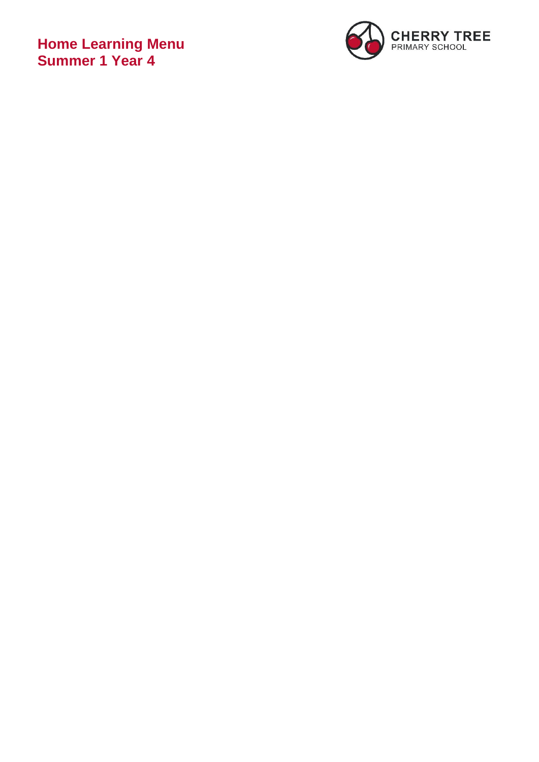# Home Learning Menu
## Summer 1 Year 4

CHERRY TREE
PRIMARY SCHOOL